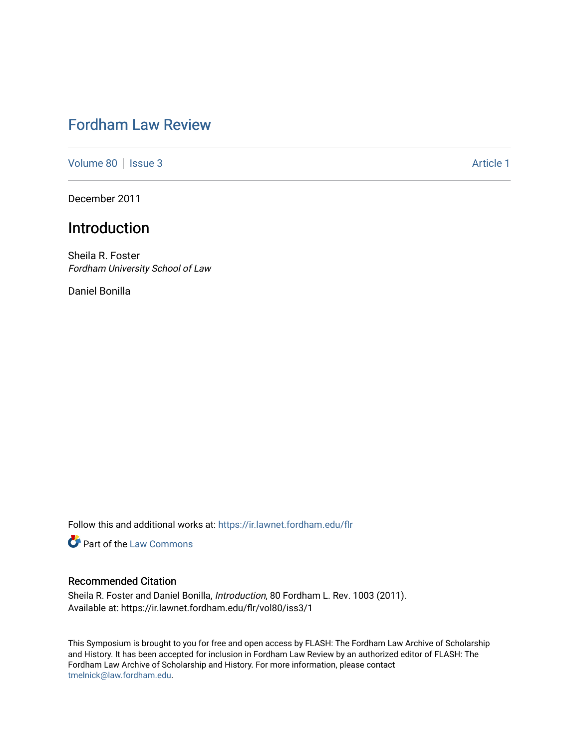# Fordham Law Review

Volume 80 | Issue 3 Article 1

December 2011

## Introduction

Sheila R. Foster
*Fordham University School of Law*

Daniel Bonilla

Follow this and additional works at: https://ir.lawnet.fordham.edu/flr

Part of the Law Commons

### Recommended Citation

Sheila R. Foster and Daniel Bonilla, *Introduction*, 80 Fordham L. Rev. 1003 (2011).
Available at: https://ir.lawnet.fordham.edu/flr/vol80/iss3/1

This Symposium is brought to you for free and open access by FLASH: The Fordham Law Archive of Scholarship and History. It has been accepted for inclusion in Fordham Law Review by an authorized editor of FLASH: The Fordham Law Archive of Scholarship and History. For more information, please contact tmelnick@law.fordham.edu.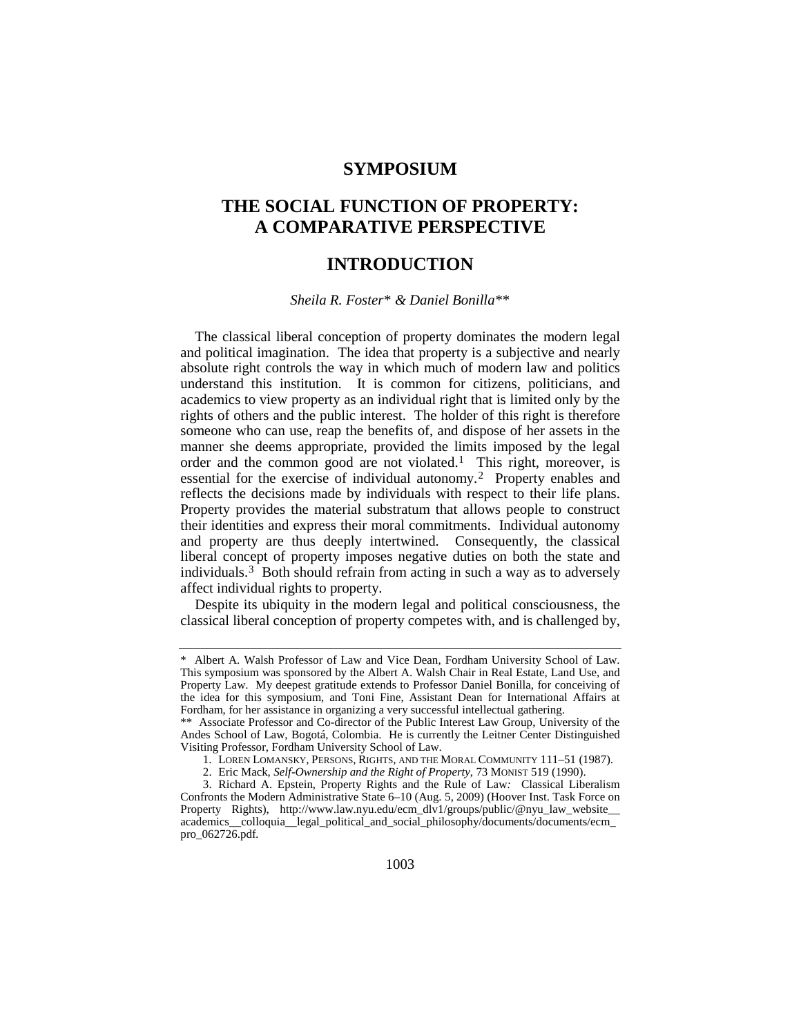# SYMPOSIUM

# THE SOCIAL FUNCTION OF PROPERTY: A COMPARATIVE PERSPECTIVE

## INTRODUCTION

*Sheila R. Foster\* & Daniel Bonilla\*\**

The classical liberal conception of property dominates the modern legal and political imagination. The idea that property is a subjective and nearly absolute right controls the way in which much of modern law and politics understand this institution. It is common for citizens, politicians, and academics to view property as an individual right that is limited only by the rights of others and the public interest. The holder of this right is therefore someone who can use, reap the benefits of, and dispose of her assets in the manner she deems appropriate, provided the limits imposed by the legal order and the common good are not violated.[1] This right, moreover, is essential for the exercise of individual autonomy.[2] Property enables and reflects the decisions made by individuals with respect to their life plans. Property provides the material substratum that allows people to construct their identities and express their moral commitments. Individual autonomy and property are thus deeply intertwined. Consequently, the classical liberal concept of property imposes negative duties on both the state and individuals.[3] Both should refrain from acting in such a way as to adversely affect individual rights to property.

Despite its ubiquity in the modern legal and political consciousness, the classical liberal conception of property competes with, and is challenged by,

---

\* Albert A. Walsh Professor of Law and Vice Dean, Fordham University School of Law. This symposium was sponsored by the Albert A. Walsh Chair in Real Estate, Land Use, and Property Law. My deepest gratitude extends to Professor Daniel Bonilla, for conceiving of the idea for this symposium, and Toni Fine, Assistant Dean for International Affairs at Fordham, for her assistance in organizing a very successful intellectual gathering.

\*\* Associate Professor and Co-director of the Public Interest Law Group, University of the Andes School of Law, Bogotá, Colombia. He is currently the Leitner Center Distinguished Visiting Professor, Fordham University School of Law.

1. LOREN LOMANSKY, PERSONS, RIGHTS, AND THE MORAL COMMUNITY 111–51 (1987).

2. Eric Mack, *Self-Ownership and the Right of Property*, 73 MONIST 519 (1990).

3. Richard A. Epstein, Property Rights and the Rule of Law: Classical Liberalism Confronts the Modern Administrative State 6–10 (Aug. 5, 2009) (Hoover Inst. Task Force on Property Rights), http://www.law.nyu.edu/ecm_dlv1/groups/public/@nyu_law_website__academics__colloquia__legal_political_and_social_philosophy/documents/documents/ecm_pro_062726.pdf.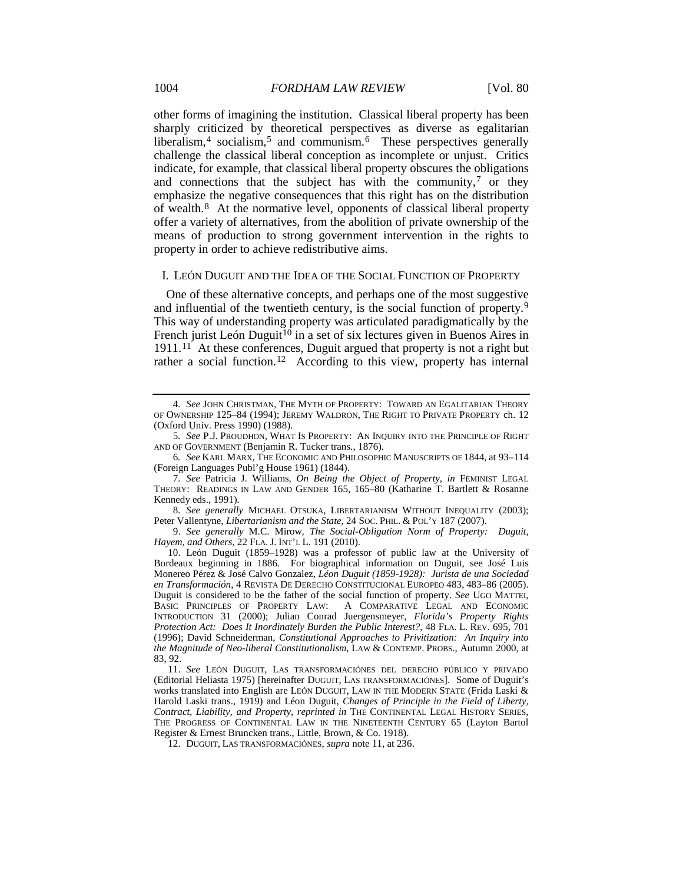other forms of imagining the institution. Classical liberal property has been sharply criticized by theoretical perspectives as diverse as egalitarian liberalism,[4] socialism,[5] and communism.[6] These perspectives generally challenge the classical liberal conception as incomplete or unjust. Critics indicate, for example, that classical liberal property obscures the obligations and connections that the subject has with the community,[7] or they emphasize the negative consequences that this right has on the distribution of wealth.[8] At the normative level, opponents of classical liberal property offer a variety of alternatives, from the abolition of private ownership of the means of production to strong government intervention in the rights to property in order to achieve redistributive aims.

## I. LEÓN DUGUIT AND THE IDEA OF THE SOCIAL FUNCTION OF PROPERTY

One of these alternative concepts, and perhaps one of the most suggestive and influential of the twentieth century, is the social function of property.[9] This way of understanding property was articulated paradigmatically by the French jurist León Duguit[10] in a set of six lectures given in Buenos Aires in 1911.[11] At these conferences, Duguit argued that property is not a right but rather a social function.[12] According to this view, property has internal

---

4. *See* JOHN CHRISTMAN, THE MYTH OF PROPERTY: TOWARD AN EGALITARIAN THEORY OF OWNERSHIP 125–84 (1994); JEREMY WALDRON, THE RIGHT TO PRIVATE PROPERTY ch. 12 (Oxford Univ. Press 1990) (1988).

5. *See* P.J. PROUDHON, WHAT IS PROPERTY: AN INQUIRY INTO THE PRINCIPLE OF RIGHT AND OF GOVERNMENT (Benjamin R. Tucker trans., 1876).

6. *See* KARL MARX, THE ECONOMIC AND PHILOSOPHIC MANUSCRIPTS OF 1844, at 93–114 (Foreign Languages Publ'g House 1961) (1844).

7. *See* Patricia J. Williams, *On Being the Object of Property*, *in* FEMINIST LEGAL THEORY: READINGS IN LAW AND GENDER 165, 165–80 (Katharine T. Bartlett & Rosanne Kennedy eds., 1991).

8. *See generally* MICHAEL OTSUKA, LIBERTARIANISM WITHOUT INEQUALITY (2003); Peter Vallentyne, *Libertarianism and the State*, 24 SOC. PHIL. & POL'Y 187 (2007).

9. *See generally* M.C. Mirow, *The Social-Obligation Norm of Property: Duguit, Hayem, and Others*, 22 FLA. J. INT'L L. 191 (2010).

10. León Duguit (1859–1928) was a professor of public law at the University of Bordeaux beginning in 1886. For biographical information on Duguit, see José Luis Monereo Pérez & José Calvo Gonzalez, *Léon Duguit (1859-1928): Jurista de una Sociedad en Transformación*, 4 REVISTA DE DERECHO CONSTITUCIONAL EUROPEO 483, 483–86 (2005). Duguit is considered to be the father of the social function of property. *See* UGO MATTEI, BASIC PRINCIPLES OF PROPERTY LAW: A COMPARATIVE LEGAL AND ECONOMIC INTRODUCTION 31 (2000); Julian Conrad Juergensmeyer, *Florida's Property Rights Protection Act: Does It Inordinately Burden the Public Interest?*, 48 FLA. L. REV. 695, 701 (1996); David Schneiderman, *Constitutional Approaches to Privitization: An Inquiry into the Magnitude of Neo-liberal Constitutionalism*, LAW & CONTEMP. PROBS., Autumn 2000, at 83, 92.

11. *See* LEÓN DUGUIT, LAS TRANSFORMACIÓNES DEL DERECHO PÚBLICO Y PRIVADO (Editorial Heliasta 1975) [hereinafter DUGUIT, LAS TRANSFORMACIÓNES]. Some of Duguit's works translated into English are LEÓN DUGUIT, LAW IN THE MODERN STATE (Frida Laski & Harold Laski trans., 1919) and Léon Duguit, *Changes of Principle in the Field of Liberty, Contract, Liability, and Property*, *reprinted in* THE CONTINENTAL LEGAL HISTORY SERIES, THE PROGRESS OF CONTINENTAL LAW IN THE NINETEENTH CENTURY 65 (Layton Bartol Register & Ernest Bruncken trans., Little, Brown, & Co. 1918).

12. DUGUIT, LAS TRANSFORMACIÓNES, *supra* note 11, at 236.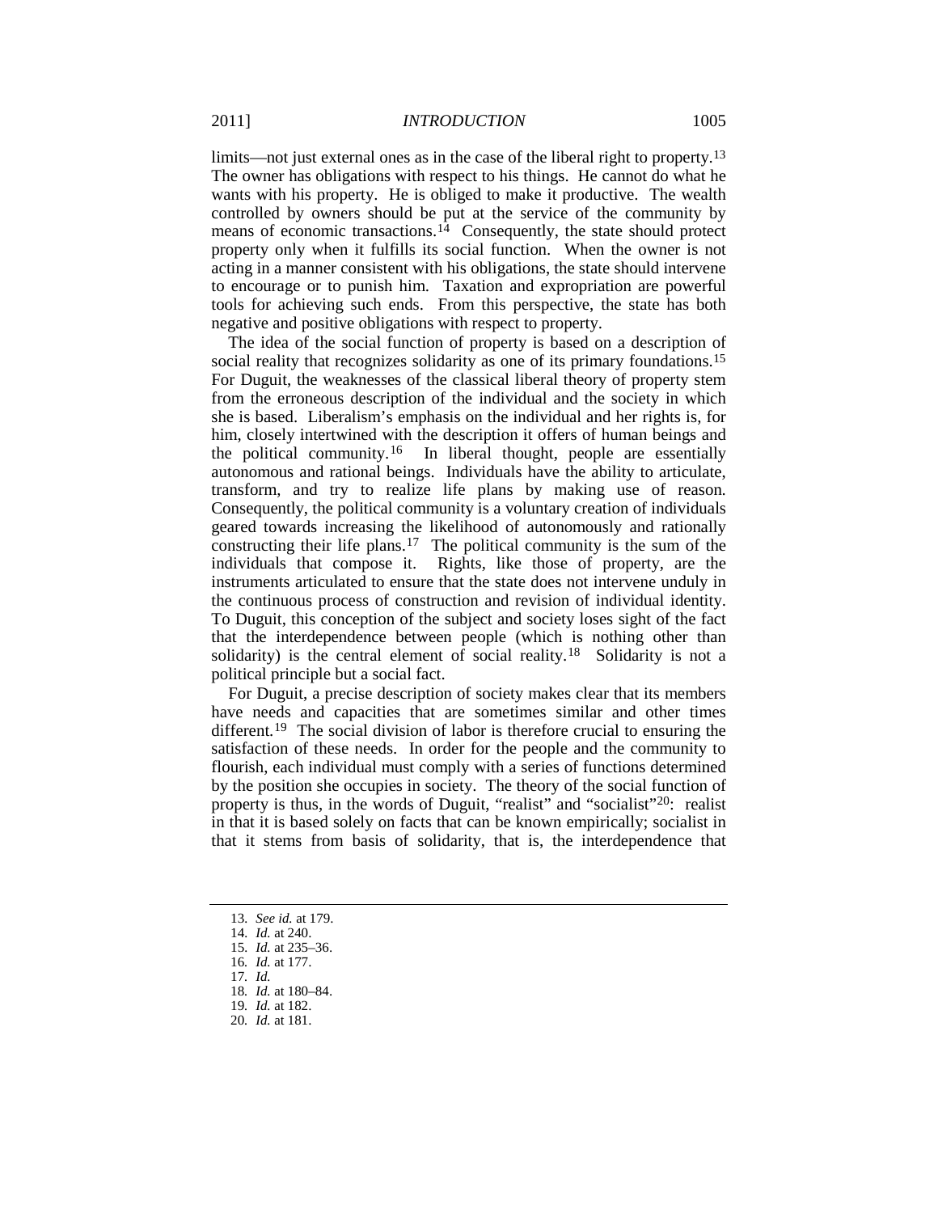limits—not just external ones as in the case of the liberal right to property.[13] The owner has obligations with respect to his things. He cannot do what he wants with his property. He is obliged to make it productive. The wealth controlled by owners should be put at the service of the community by means of economic transactions.[14] Consequently, the state should protect property only when it fulfills its social function. When the owner is not acting in a manner consistent with his obligations, the state should intervene to encourage or to punish him. Taxation and expropriation are powerful tools for achieving such ends. From this perspective, the state has both negative and positive obligations with respect to property.

The idea of the social function of property is based on a description of social reality that recognizes solidarity as one of its primary foundations.[15] For Duguit, the weaknesses of the classical liberal theory of property stem from the erroneous description of the individual and the society in which she is based. Liberalism's emphasis on the individual and her rights is, for him, closely intertwined with the description it offers of human beings and the political community.[16] In liberal thought, people are essentially autonomous and rational beings. Individuals have the ability to articulate, transform, and try to realize life plans by making use of reason. Consequently, the political community is a voluntary creation of individuals geared towards increasing the likelihood of autonomously and rationally constructing their life plans.[17] The political community is the sum of the individuals that compose it. Rights, like those of property, are the instruments articulated to ensure that the state does not intervene unduly in the continuous process of construction and revision of individual identity. To Duguit, this conception of the subject and society loses sight of the fact that the interdependence between people (which is nothing other than solidarity) is the central element of social reality.[18] Solidarity is not a political principle but a social fact.

For Duguit, a precise description of society makes clear that its members have needs and capacities that are sometimes similar and other times different.[19] The social division of labor is therefore crucial to ensuring the satisfaction of these needs. In order for the people and the community to flourish, each individual must comply with a series of functions determined by the position she occupies in society. The theory of the social function of property is thus, in the words of Duguit, "realist" and "socialist"[20]: realist in that it is based solely on facts that can be known empirically; socialist in that it stems from basis of solidarity, that is, the interdependence that

---

13. *See id.* at 179.
14. *Id.* at 240.
15. *Id.* at 235–36.
16. *Id.* at 177.
17. *Id.*
18. *Id.* at 180–84.
19. *Id.* at 182.
20. *Id.* at 181.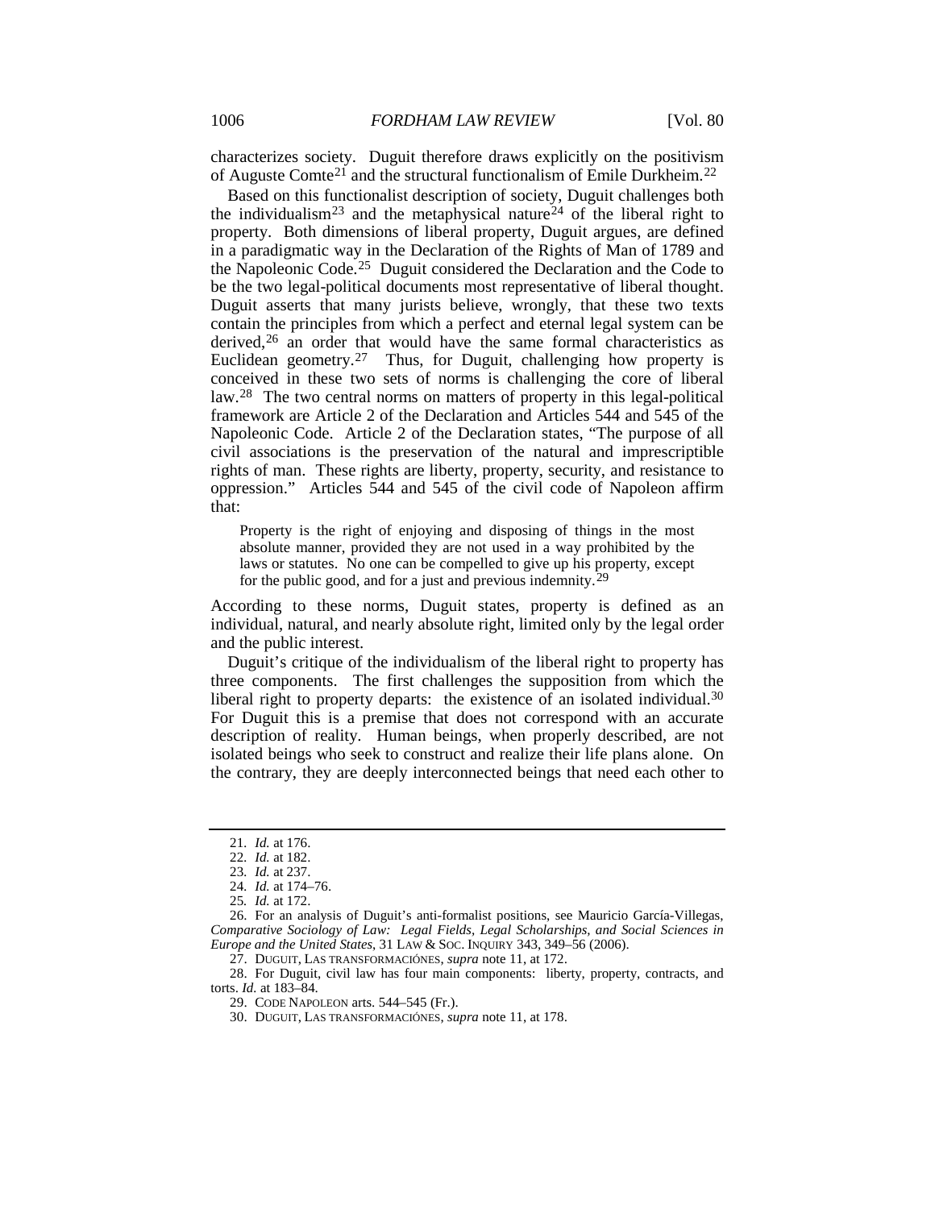characterizes society. Duguit therefore draws explicitly on the positivism of Auguste Comte[21] and the structural functionalism of Emile Durkheim.[22]

Based on this functionalist description of society, Duguit challenges both the individualism[23] and the metaphysical nature[24] of the liberal right to property. Both dimensions of liberal property, Duguit argues, are defined in a paradigmatic way in the Declaration of the Rights of Man of 1789 and the Napoleonic Code.[25] Duguit considered the Declaration and the Code to be the two legal-political documents most representative of liberal thought. Duguit asserts that many jurists believe, wrongly, that these two texts contain the principles from which a perfect and eternal legal system can be derived,[26] an order that would have the same formal characteristics as Euclidean geometry.[27] Thus, for Duguit, challenging how property is conceived in these two sets of norms is challenging the core of liberal law.[28] The two central norms on matters of property in this legal-political framework are Article 2 of the Declaration and Articles 544 and 545 of the Napoleonic Code. Article 2 of the Declaration states, "The purpose of all civil associations is the preservation of the natural and imprescriptible rights of man. These rights are liberty, property, security, and resistance to oppression." Articles 544 and 545 of the civil code of Napoleon affirm that:

> Property is the right of enjoying and disposing of things in the most absolute manner, provided they are not used in a way prohibited by the laws or statutes. No one can be compelled to give up his property, except for the public good, and for a just and previous indemnity.[29]

According to these norms, Duguit states, property is defined as an individual, natural, and nearly absolute right, limited only by the legal order and the public interest.

Duguit's critique of the individualism of the liberal right to property has three components. The first challenges the supposition from which the liberal right to property departs: the existence of an isolated individual.[30] For Duguit this is a premise that does not correspond with an accurate description of reality. Human beings, when properly described, are not isolated beings who seek to construct and realize their life plans alone. On the contrary, they are deeply interconnected beings that need each other to

---

21. *Id.* at 176.

22. *Id.* at 182.

23. *Id.* at 237.

24. *Id.* at 174–76.

25. *Id.* at 172.

26. For an analysis of Duguit's anti-formalist positions, see Mauricio García-Villegas, *Comparative Sociology of Law: Legal Fields, Legal Scholarships, and Social Sciences in Europe and the United States*, 31 LAW & SOC. INQUIRY 343, 349–56 (2006).

27. DUGUIT, LAS TRANSFORMACIÓNES, *supra* note 11, at 172.

28. For Duguit, civil law has four main components: liberty, property, contracts, and torts. *Id.* at 183–84.

29. CODE NAPOLEON arts. 544–545 (Fr.).

30. DUGUIT, LAS TRANSFORMACIÓNES, *supra* note 11, at 178.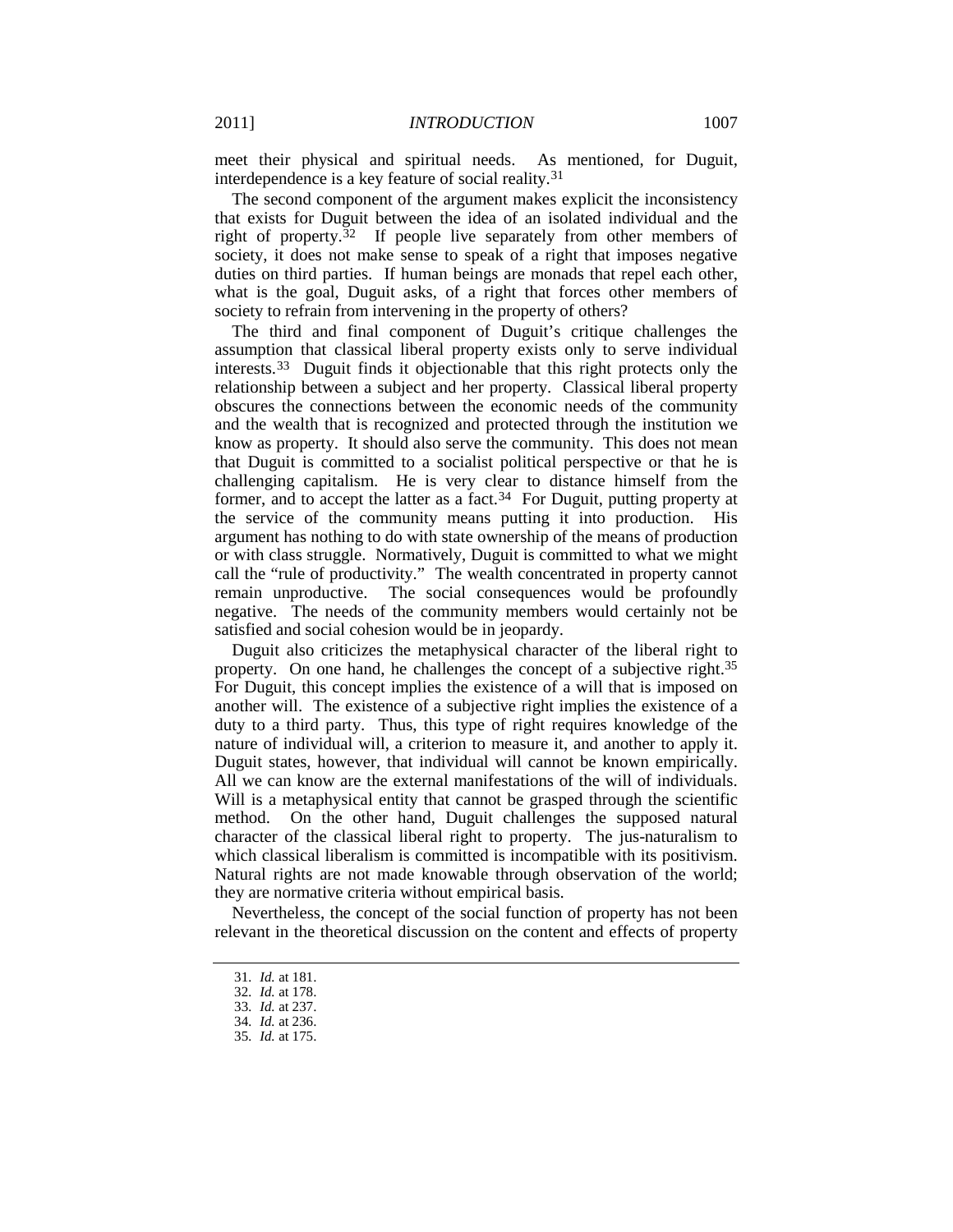meet their physical and spiritual needs. As mentioned, for Duguit, interdependence is a key feature of social reality.[31]

The second component of the argument makes explicit the inconsistency that exists for Duguit between the idea of an isolated individual and the right of property.[32] If people live separately from other members of society, it does not make sense to speak of a right that imposes negative duties on third parties. If human beings are monads that repel each other, what is the goal, Duguit asks, of a right that forces other members of society to refrain from intervening in the property of others?

The third and final component of Duguit's critique challenges the assumption that classical liberal property exists only to serve individual interests.[33] Duguit finds it objectionable that this right protects only the relationship between a subject and her property. Classical liberal property obscures the connections between the economic needs of the community and the wealth that is recognized and protected through the institution we know as property. It should also serve the community. This does not mean that Duguit is committed to a socialist political perspective or that he is challenging capitalism. He is very clear to distance himself from the former, and to accept the latter as a fact.[34] For Duguit, putting property at the service of the community means putting it into production. His argument has nothing to do with state ownership of the means of production or with class struggle. Normatively, Duguit is committed to what we might call the "rule of productivity." The wealth concentrated in property cannot remain unproductive. The social consequences would be profoundly negative. The needs of the community members would certainly not be satisfied and social cohesion would be in jeopardy.

Duguit also criticizes the metaphysical character of the liberal right to property. On one hand, he challenges the concept of a subjective right.[35] For Duguit, this concept implies the existence of a will that is imposed on another will. The existence of a subjective right implies the existence of a duty to a third party. Thus, this type of right requires knowledge of the nature of individual will, a criterion to measure it, and another to apply it. Duguit states, however, that individual will cannot be known empirically. All we can know are the external manifestations of the will of individuals. Will is a metaphysical entity that cannot be grasped through the scientific method. On the other hand, Duguit challenges the supposed natural character of the classical liberal right to property. The jus-naturalism to which classical liberalism is committed is incompatible with its positivism. Natural rights are not made knowable through observation of the world; they are normative criteria without empirical basis.

Nevertheless, the concept of the social function of property has not been relevant in the theoretical discussion on the content and effects of property

---

31. *Id.* at 181.
32. *Id.* at 178.
33. *Id.* at 237.
34. *Id.* at 236.
35. *Id.* at 175.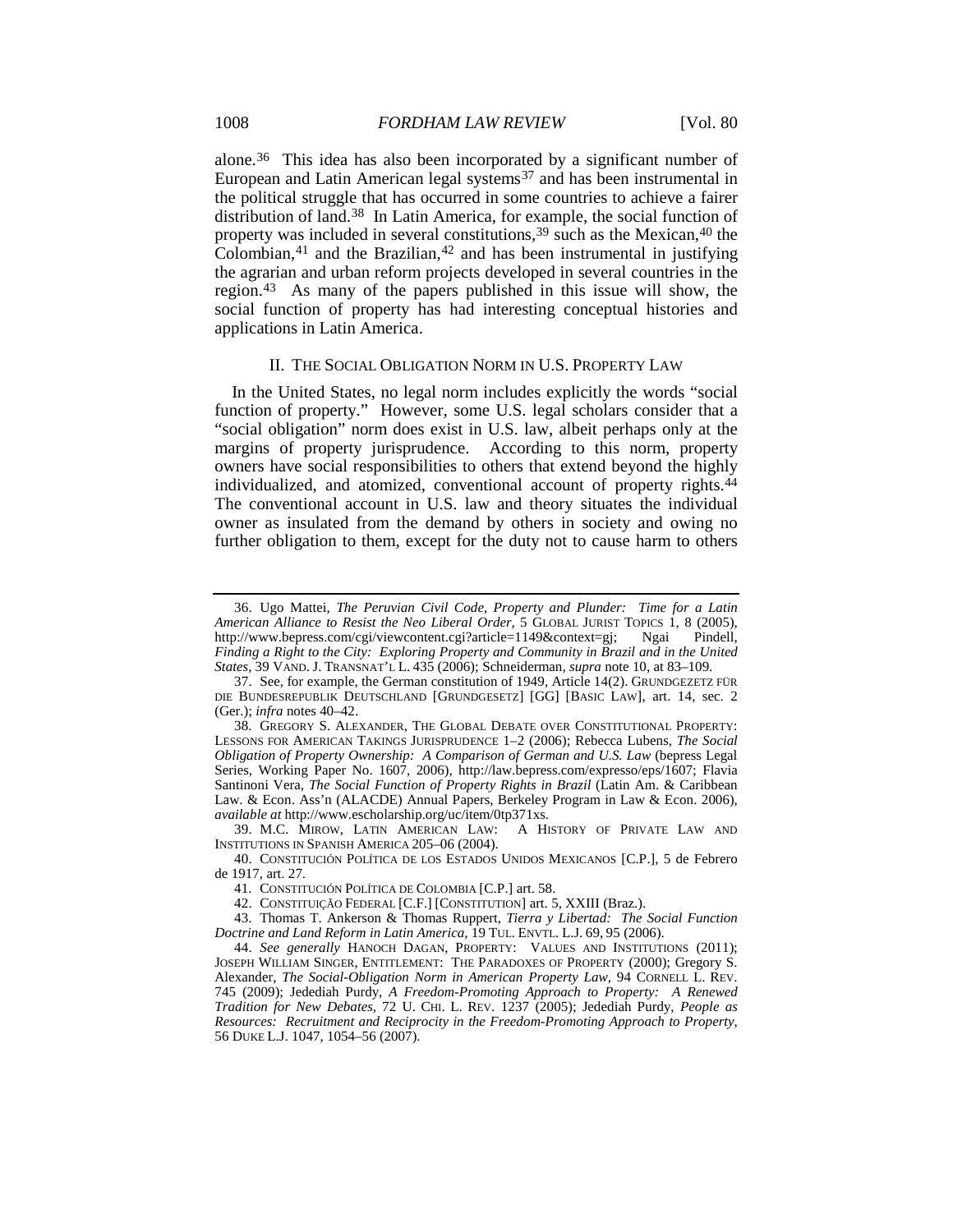alone.[36] This idea has also been incorporated by a significant number of European and Latin American legal systems[37] and has been instrumental in the political struggle that has occurred in some countries to achieve a fairer distribution of land.[38] In Latin America, for example, the social function of property was included in several constitutions,[39] such as the Mexican,[40] the Colombian,[41] and the Brazilian,[42] and has been instrumental in justifying the agrarian and urban reform projects developed in several countries in the region.[43] As many of the papers published in this issue will show, the social function of property has had interesting conceptual histories and applications in Latin America.

## II. THE SOCIAL OBLIGATION NORM IN U.S. PROPERTY LAW

In the United States, no legal norm includes explicitly the words "social function of property." However, some U.S. legal scholars consider that a "social obligation" norm does exist in U.S. law, albeit perhaps only at the margins of property jurisprudence. According to this norm, property owners have social responsibilities to others that extend beyond the highly individualized, and atomized, conventional account of property rights.[44] The conventional account in U.S. law and theory situates the individual owner as insulated from the demand by others in society and owing no further obligation to them, except for the duty not to cause harm to others

---

36. Ugo Mattei, *The Peruvian Civil Code, Property and Plunder: Time for a Latin American Alliance to Resist the Neo Liberal Order*, 5 GLOBAL JURIST TOPICS 1, 8 (2005), http://www.bepress.com/cgi/viewcontent.cgi?article=1149&context=gj; Ngai Pindell, *Finding a Right to the City: Exploring Property and Community in Brazil and in the United States*, 39 VAND. J. TRANSNAT'L L. 435 (2006); Schneiderman, *supra* note 10, at 83–109.

37. See, for example, the German constitution of 1949, Article 14(2). GRUNDGEZETZ FÜR DIE BUNDESREPUBLIK DEUTSCHLAND [GRUNDGESETZ] [GG] [BASIC LAW], art. 14, sec. 2 (Ger.); *infra* notes 40–42.

38. GREGORY S. ALEXANDER, THE GLOBAL DEBATE OVER CONSTITUTIONAL PROPERTY: LESSONS FOR AMERICAN TAKINGS JURISPRUDENCE 1–2 (2006); Rebecca Lubens, *The Social Obligation of Property Ownership: A Comparison of German and U.S. Law* (bepress Legal Series, Working Paper No. 1607, 2006), http://law.bepress.com/expresso/eps/1607; Flavia Santinoni Vera, *The Social Function of Property Rights in Brazil* (Latin Am. & Caribbean Law. & Econ. Ass'n (ALACDE) Annual Papers, Berkeley Program in Law & Econ. 2006), *available at* http://www.escholarship.org/uc/item/0tp371xs.

39. M.C. MIROW, LATIN AMERICAN LAW: A HISTORY OF PRIVATE LAW AND INSTITUTIONS IN SPANISH AMERICA 205–06 (2004).

40. CONSTITUCIÓN POLÍTICA DE LOS ESTADOS UNIDOS MEXICANOS [C.P.], 5 de Febrero de 1917, art. 27.

41. CONSTITUCIÓN POLÍTICA DE COLOMBIA [C.P.] art. 58.

42. CONSTITUIÇÃO FEDERAL [C.F.] [CONSTITUTION] art. 5, XXIII (Braz.).

43. Thomas T. Ankerson & Thomas Ruppert, *Tierra y Libertad: The Social Function Doctrine and Land Reform in Latin America*, 19 TUL. ENVTL. L.J. 69, 95 (2006).

44. *See generally* HANOCH DAGAN, PROPERTY: VALUES AND INSTITUTIONS (2011); JOSEPH WILLIAM SINGER, ENTITLEMENT: THE PARADOXES OF PROPERTY (2000); Gregory S. Alexander, *The Social-Obligation Norm in American Property Law*, 94 CORNELL L. REV. 745 (2009); Jedediah Purdy, *A Freedom-Promoting Approach to Property: A Renewed Tradition for New Debates*, 72 U. CHI. L. REV. 1237 (2005); Jedediah Purdy, *People as Resources: Recruitment and Reciprocity in the Freedom-Promoting Approach to Property*, 56 DUKE L.J. 1047, 1054–56 (2007).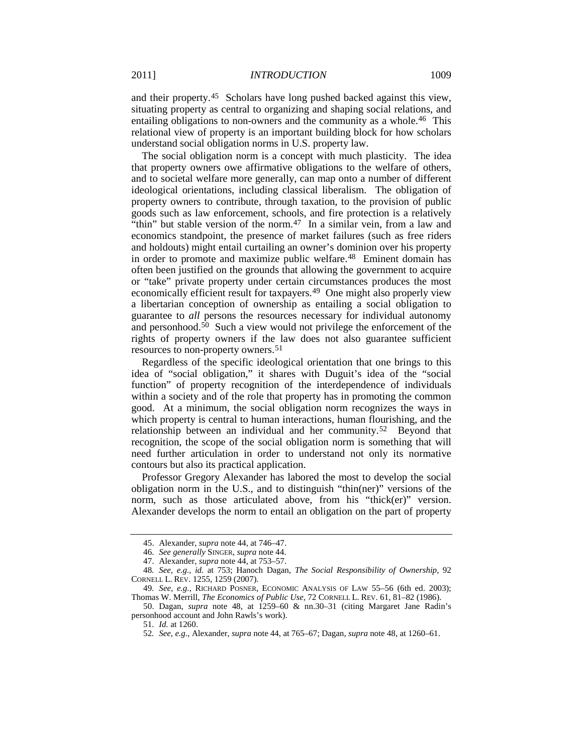and their property.[45] Scholars have long pushed backed against this view, situating property as central to organizing and shaping social relations, and entailing obligations to non-owners and the community as a whole.[46] This relational view of property is an important building block for how scholars understand social obligation norms in U.S. property law.

The social obligation norm is a concept with much plasticity. The idea that property owners owe affirmative obligations to the welfare of others, and to societal welfare more generally, can map onto a number of different ideological orientations, including classical liberalism. The obligation of property owners to contribute, through taxation, to the provision of public goods such as law enforcement, schools, and fire protection is a relatively "thin" but stable version of the norm.[47] In a similar vein, from a law and economics standpoint, the presence of market failures (such as free riders and holdouts) might entail curtailing an owner's dominion over his property in order to promote and maximize public welfare.[48] Eminent domain has often been justified on the grounds that allowing the government to acquire or "take" private property under certain circumstances produces the most economically efficient result for taxpayers.[49] One might also properly view a libertarian conception of ownership as entailing a social obligation to guarantee to *all* persons the resources necessary for individual autonomy and personhood.[50] Such a view would not privilege the enforcement of the rights of property owners if the law does not also guarantee sufficient resources to non-property owners.[51]

Regardless of the specific ideological orientation that one brings to this idea of "social obligation," it shares with Duguit's idea of the "social function" of property recognition of the interdependence of individuals within a society and of the role that property has in promoting the common good. At a minimum, the social obligation norm recognizes the ways in which property is central to human interactions, human flourishing, and the relationship between an individual and her community.[52] Beyond that recognition, the scope of the social obligation norm is something that will need further articulation in order to understand not only its normative contours but also its practical application.

Professor Gregory Alexander has labored the most to develop the social obligation norm in the U.S., and to distinguish "thin(ner)" versions of the norm, such as those articulated above, from his "thick(er)" version. Alexander develops the norm to entail an obligation on the part of property

---

45. Alexander, *supra* note 44, at 746–47.

46. *See generally* SINGER, *supra* note 44.

47. Alexander, *supra* note 44, at 753–57.

48. *See, e.g.*, *id.* at 753; Hanoch Dagan, *The Social Responsibility of Ownership*, 92 CORNELL L. REV. 1255, 1259 (2007).

49. *See, e.g.*, RICHARD POSNER, ECONOMIC ANALYSIS OF LAW 55–56 (6th ed. 2003); Thomas W. Merrill, *The Economics of Public Use*, 72 CORNELL L. REV. 61, 81–82 (1986).

50. Dagan, *supra* note 48, at 1259–60 & nn.30–31 (citing Margaret Jane Radin's personhood account and John Rawls's work).

51. *Id.* at 1260.

52. *See, e.g.*, Alexander, *supra* note 44, at 765–67; Dagan, *supra* note 48, at 1260–61.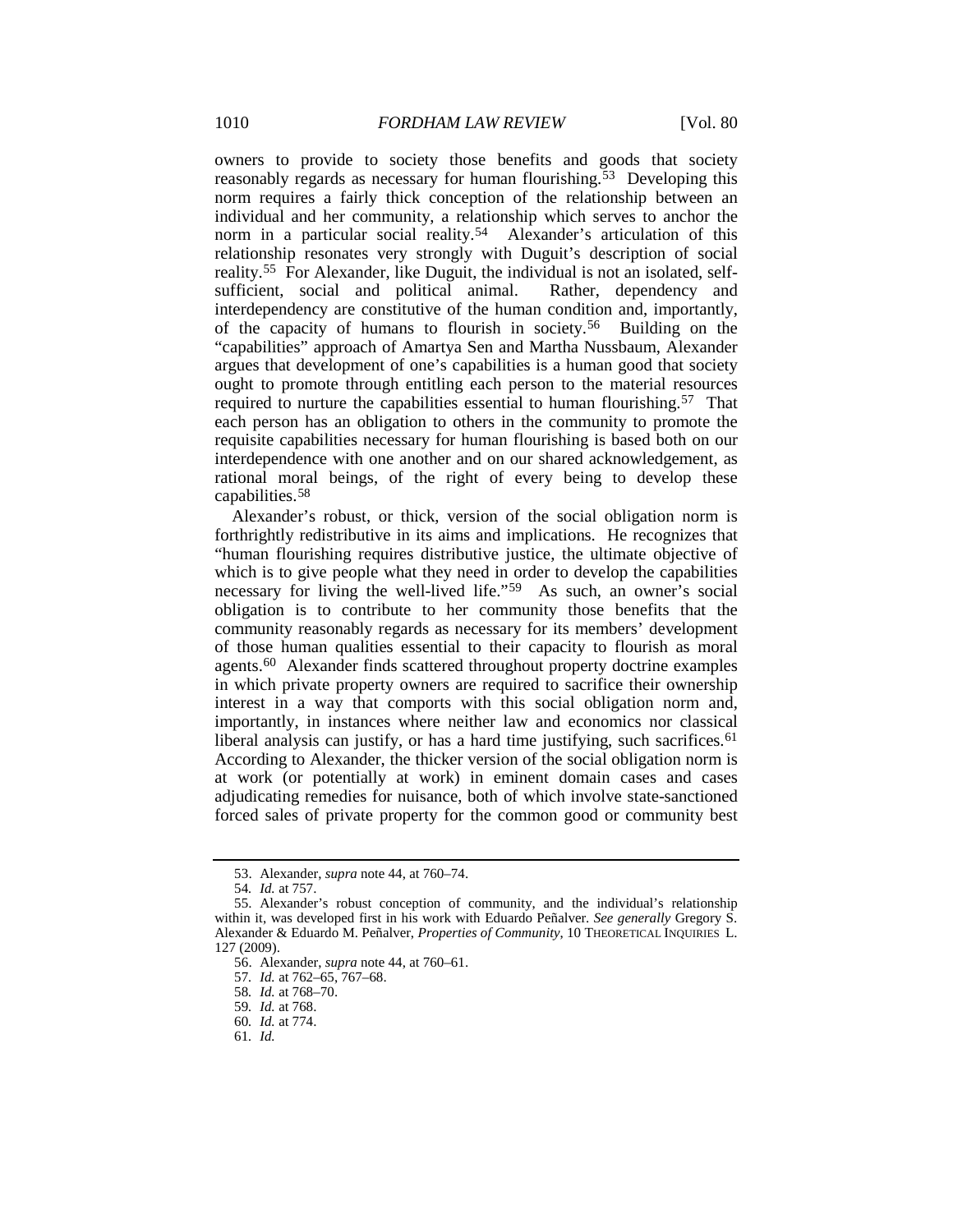owners to provide to society those benefits and goods that society reasonably regards as necessary for human flourishing.[53] Developing this norm requires a fairly thick conception of the relationship between an individual and her community, a relationship which serves to anchor the norm in a particular social reality.[54] Alexander's articulation of this relationship resonates very strongly with Duguit's description of social reality.[55] For Alexander, like Duguit, the individual is not an isolated, self-sufficient, social and political animal. Rather, dependency and interdependency are constitutive of the human condition and, importantly, of the capacity of humans to flourish in society.[56] Building on the "capabilities" approach of Amartya Sen and Martha Nussbaum, Alexander argues that development of one's capabilities is a human good that society ought to promote through entitling each person to the material resources required to nurture the capabilities essential to human flourishing.[57] That each person has an obligation to others in the community to promote the requisite capabilities necessary for human flourishing is based both on our interdependence with one another and on our shared acknowledgement, as rational moral beings, of the right of every being to develop these capabilities.[58]

Alexander's robust, or thick, version of the social obligation norm is forthrightly redistributive in its aims and implications. He recognizes that "human flourishing requires distributive justice, the ultimate objective of which is to give people what they need in order to develop the capabilities necessary for living the well-lived life."[59] As such, an owner's social obligation is to contribute to her community those benefits that the community reasonably regards as necessary for its members' development of those human qualities essential to their capacity to flourish as moral agents.[60] Alexander finds scattered throughout property doctrine examples in which private property owners are required to sacrifice their ownership interest in a way that comports with this social obligation norm and, importantly, in instances where neither law and economics nor classical liberal analysis can justify, or has a hard time justifying, such sacrifices.[61] According to Alexander, the thicker version of the social obligation norm is at work (or potentially at work) in eminent domain cases and cases adjudicating remedies for nuisance, both of which involve state-sanctioned forced sales of private property for the common good or community best

---

53. Alexander, *supra* note 44, at 760–74.

54. *Id.* at 757.

55. Alexander's robust conception of community, and the individual's relationship within it, was developed first in his work with Eduardo Peñalver. *See generally* Gregory S. Alexander & Eduardo M. Peñalver, *Properties of Community*, 10 THEORETICAL INQUIRIES L. 127 (2009).

56. Alexander, *supra* note 44, at 760–61.

57. *Id.* at 762–65, 767–68.

58. *Id.* at 768–70.

59. *Id.* at 768.

60. *Id.* at 774.

61. *Id.*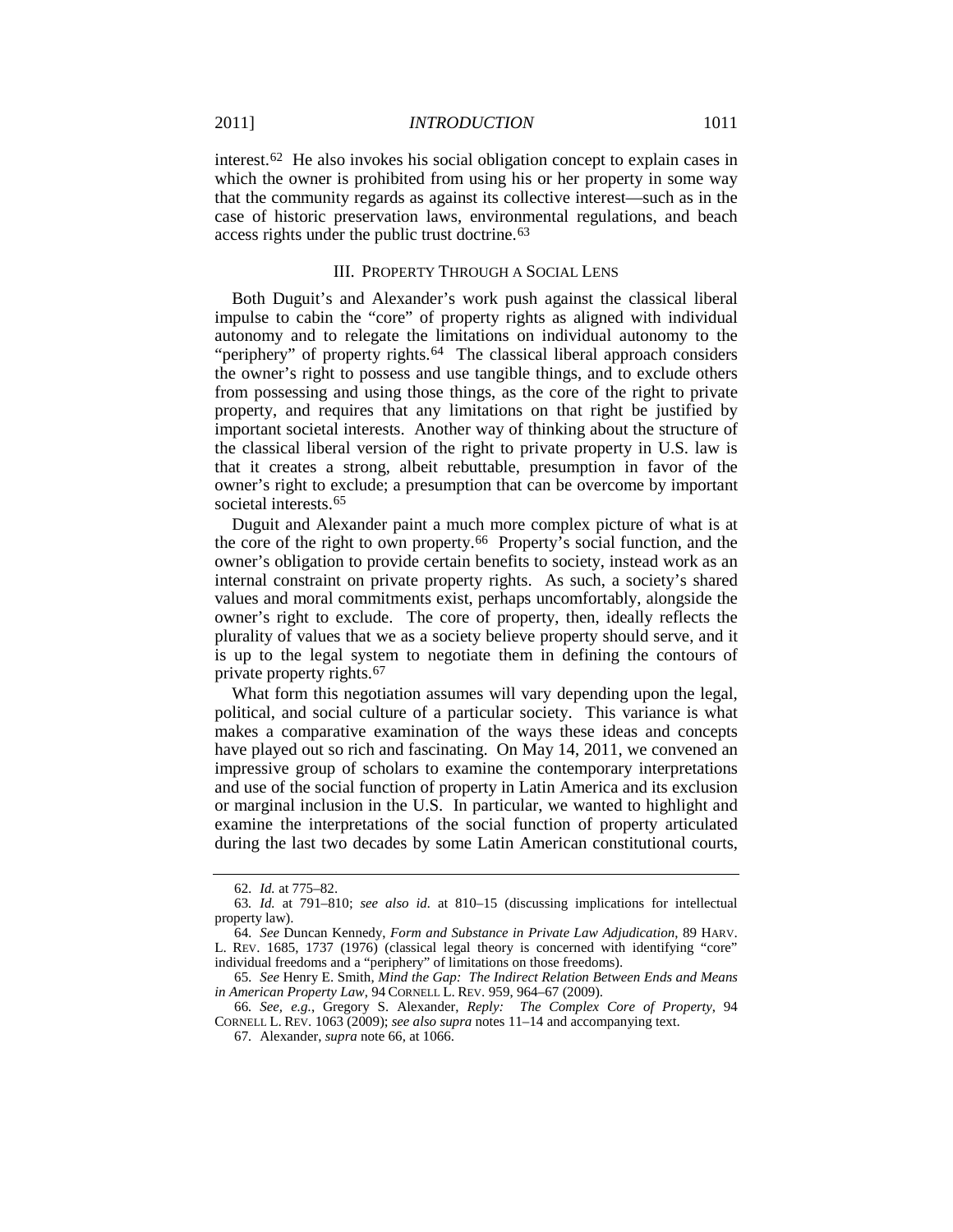interest.[62] He also invokes his social obligation concept to explain cases in which the owner is prohibited from using his or her property in some way that the community regards as against its collective interest—such as in the case of historic preservation laws, environmental regulations, and beach access rights under the public trust doctrine.[63]

### III. PROPERTY THROUGH A SOCIAL LENS

Both Duguit's and Alexander's work push against the classical liberal impulse to cabin the "core" of property rights as aligned with individual autonomy and to relegate the limitations on individual autonomy to the "periphery" of property rights.[64] The classical liberal approach considers the owner's right to possess and use tangible things, and to exclude others from possessing and using those things, as the core of the right to private property, and requires that any limitations on that right be justified by important societal interests. Another way of thinking about the structure of the classical liberal version of the right to private property in U.S. law is that it creates a strong, albeit rebuttable, presumption in favor of the owner's right to exclude; a presumption that can be overcome by important societal interests.[65]

Duguit and Alexander paint a much more complex picture of what is at the core of the right to own property.[66] Property's social function, and the owner's obligation to provide certain benefits to society, instead work as an internal constraint on private property rights. As such, a society's shared values and moral commitments exist, perhaps uncomfortably, alongside the owner's right to exclude. The core of property, then, ideally reflects the plurality of values that we as a society believe property should serve, and it is up to the legal system to negotiate them in defining the contours of private property rights.[67]

What form this negotiation assumes will vary depending upon the legal, political, and social culture of a particular society. This variance is what makes a comparative examination of the ways these ideas and concepts have played out so rich and fascinating. On May 14, 2011, we convened an impressive group of scholars to examine the contemporary interpretations and use of the social function of property in Latin America and its exclusion or marginal inclusion in the U.S. In particular, we wanted to highlight and examine the interpretations of the social function of property articulated during the last two decades by some Latin American constitutional courts,

---

62. *Id.* at 775–82.

63. *Id.* at 791–810; *see also id.* at 810–15 (discussing implications for intellectual property law).

64. *See* Duncan Kennedy, *Form and Substance in Private Law Adjudication*, 89 HARV. L. REV. 1685, 1737 (1976) (classical legal theory is concerned with identifying "core" individual freedoms and a "periphery" of limitations on those freedoms).

65. *See* Henry E. Smith, *Mind the Gap: The Indirect Relation Between Ends and Means in American Property Law*, 94 CORNELL L. REV. 959, 964–67 (2009).

66. *See, e.g.*, Gregory S. Alexander, *Reply: The Complex Core of Property*, 94 CORNELL L. REV. 1063 (2009); *see also supra* notes 11–14 and accompanying text.

67. Alexander, *supra* note 66, at 1066.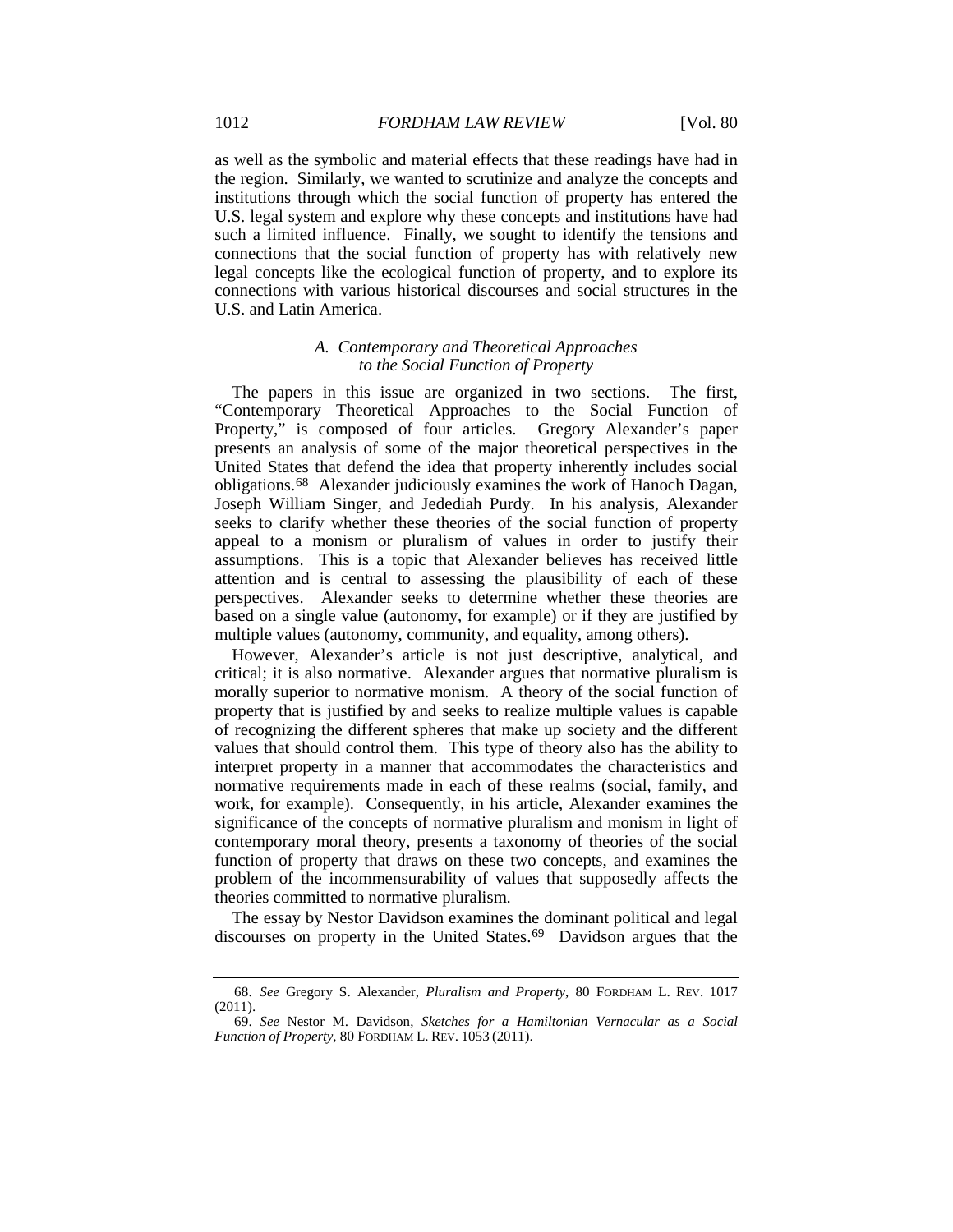as well as the symbolic and material effects that these readings have had in the region. Similarly, we wanted to scrutinize and analyze the concepts and institutions through which the social function of property has entered the U.S. legal system and explore why these concepts and institutions have had such a limited influence. Finally, we sought to identify the tensions and connections that the social function of property has with relatively new legal concepts like the ecological function of property, and to explore its connections with various historical discourses and social structures in the U.S. and Latin America.

### *A. Contemporary and Theoretical Approaches to the Social Function of Property*

The papers in this issue are organized in two sections. The first, "Contemporary Theoretical Approaches to the Social Function of Property," is composed of four articles. Gregory Alexander's paper presents an analysis of some of the major theoretical perspectives in the United States that defend the idea that property inherently includes social obligations.[68] Alexander judiciously examines the work of Hanoch Dagan, Joseph William Singer, and Jedediah Purdy. In his analysis, Alexander seeks to clarify whether these theories of the social function of property appeal to a monism or pluralism of values in order to justify their assumptions. This is a topic that Alexander believes has received little attention and is central to assessing the plausibility of each of these perspectives. Alexander seeks to determine whether these theories are based on a single value (autonomy, for example) or if they are justified by multiple values (autonomy, community, and equality, among others).

However, Alexander's article is not just descriptive, analytical, and critical; it is also normative. Alexander argues that normative pluralism is morally superior to normative monism. A theory of the social function of property that is justified by and seeks to realize multiple values is capable of recognizing the different spheres that make up society and the different values that should control them. This type of theory also has the ability to interpret property in a manner that accommodates the characteristics and normative requirements made in each of these realms (social, family, and work, for example). Consequently, in his article, Alexander examines the significance of the concepts of normative pluralism and monism in light of contemporary moral theory, presents a taxonomy of theories of the social function of property that draws on these two concepts, and examines the problem of the incommensurability of values that supposedly affects the theories committed to normative pluralism.

The essay by Nestor Davidson examines the dominant political and legal discourses on property in the United States.[69] Davidson argues that the

---

68. *See* Gregory S. Alexander, *Pluralism and Property*, 80 FORDHAM L. REV. 1017 (2011).

69. *See* Nestor M. Davidson, *Sketches for a Hamiltonian Vernacular as a Social Function of Property*, 80 FORDHAM L. REV. 1053 (2011).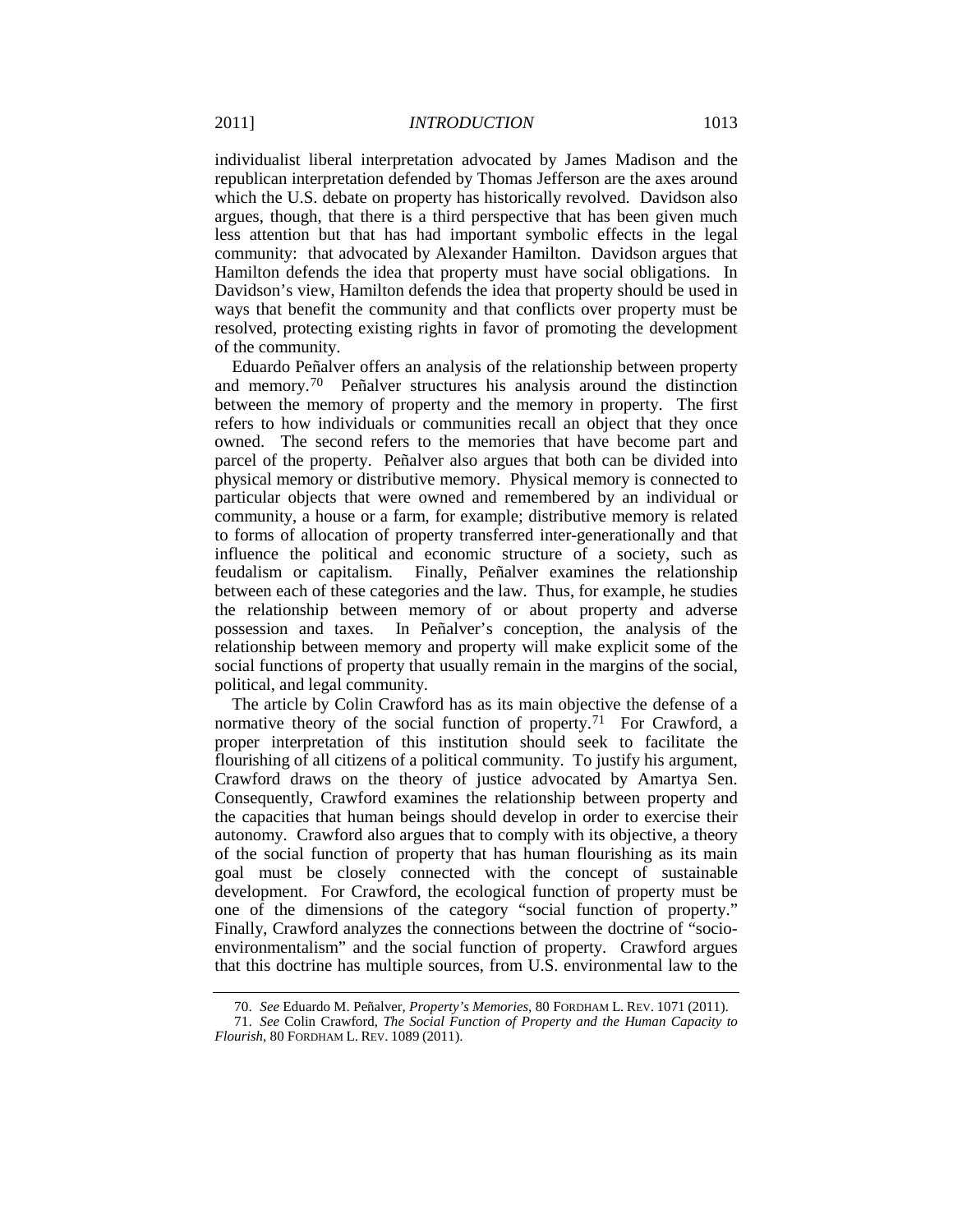individualist liberal interpretation advocated by James Madison and the republican interpretation defended by Thomas Jefferson are the axes around which the U.S. debate on property has historically revolved. Davidson also argues, though, that there is a third perspective that has been given much less attention but that has had important symbolic effects in the legal community: that advocated by Alexander Hamilton. Davidson argues that Hamilton defends the idea that property must have social obligations. In Davidson's view, Hamilton defends the idea that property should be used in ways that benefit the community and that conflicts over property must be resolved, protecting existing rights in favor of promoting the development of the community.

Eduardo Peñalver offers an analysis of the relationship between property and memory.[70] Peñalver structures his analysis around the distinction between the memory of property and the memory in property. The first refers to how individuals or communities recall an object that they once owned. The second refers to the memories that have become part and parcel of the property. Peñalver also argues that both can be divided into physical memory or distributive memory. Physical memory is connected to particular objects that were owned and remembered by an individual or community, a house or a farm, for example; distributive memory is related to forms of allocation of property transferred inter-generationally and that influence the political and economic structure of a society, such as feudalism or capitalism. Finally, Peñalver examines the relationship between each of these categories and the law. Thus, for example, he studies the relationship between memory of or about property and adverse possession and taxes. In Peñalver's conception, the analysis of the relationship between memory and property will make explicit some of the social functions of property that usually remain in the margins of the social, political, and legal community.

The article by Colin Crawford has as its main objective the defense of a normative theory of the social function of property.[71] For Crawford, a proper interpretation of this institution should seek to facilitate the flourishing of all citizens of a political community. To justify his argument, Crawford draws on the theory of justice advocated by Amartya Sen. Consequently, Crawford examines the relationship between property and the capacities that human beings should develop in order to exercise their autonomy. Crawford also argues that to comply with its objective, a theory of the social function of property that has human flourishing as its main goal must be closely connected with the concept of sustainable development. For Crawford, the ecological function of property must be one of the dimensions of the category "social function of property." Finally, Crawford analyzes the connections between the doctrine of "socio-environmentalism" and the social function of property. Crawford argues that this doctrine has multiple sources, from U.S. environmental law to the

---

70. *See* Eduardo M. Peñalver, *Property's Memories*, 80 FORDHAM L. REV. 1071 (2011).

71. *See* Colin Crawford, *The Social Function of Property and the Human Capacity to Flourish*, 80 FORDHAM L. REV. 1089 (2011).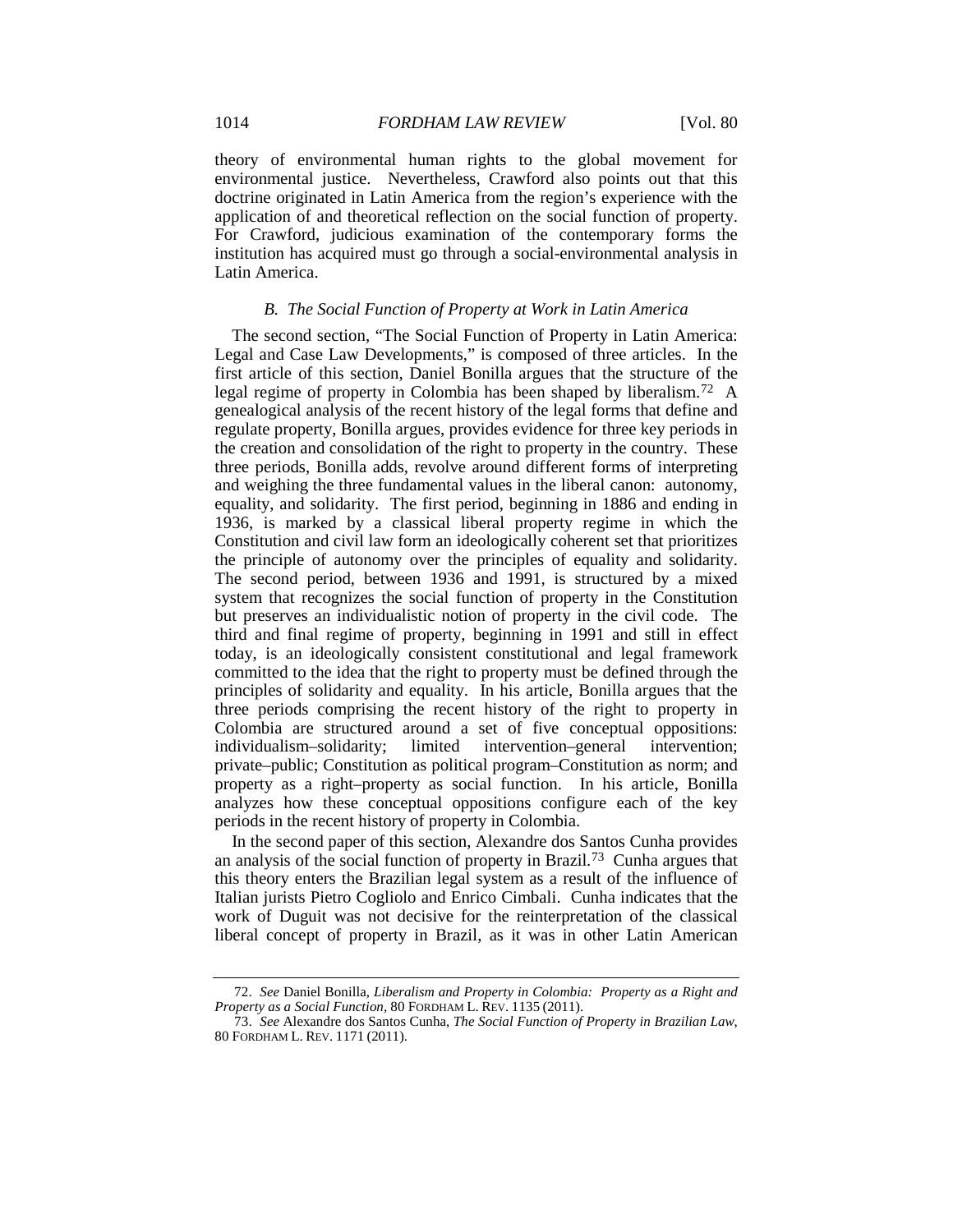theory of environmental human rights to the global movement for environmental justice. Nevertheless, Crawford also points out that this doctrine originated in Latin America from the region's experience with the application of and theoretical reflection on the social function of property. For Crawford, judicious examination of the contemporary forms the institution has acquired must go through a social-environmental analysis in Latin America.

### *B. The Social Function of Property at Work in Latin America*

The second section, "The Social Function of Property in Latin America: Legal and Case Law Developments," is composed of three articles. In the first article of this section, Daniel Bonilla argues that the structure of the legal regime of property in Colombia has been shaped by liberalism.[72] A genealogical analysis of the recent history of the legal forms that define and regulate property, Bonilla argues, provides evidence for three key periods in the creation and consolidation of the right to property in the country. These three periods, Bonilla adds, revolve around different forms of interpreting and weighing the three fundamental values in the liberal canon: autonomy, equality, and solidarity. The first period, beginning in 1886 and ending in 1936, is marked by a classical liberal property regime in which the Constitution and civil law form an ideologically coherent set that prioritizes the principle of autonomy over the principles of equality and solidarity. The second period, between 1936 and 1991, is structured by a mixed system that recognizes the social function of property in the Constitution but preserves an individualistic notion of property in the civil code. The third and final regime of property, beginning in 1991 and still in effect today, is an ideologically consistent constitutional and legal framework committed to the idea that the right to property must be defined through the principles of solidarity and equality. In his article, Bonilla argues that the three periods comprising the recent history of the right to property in Colombia are structured around a set of five conceptual oppositions: individualism–solidarity; limited intervention–general intervention; private–public; Constitution as political program–Constitution as norm; and property as a right–property as social function. In his article, Bonilla analyzes how these conceptual oppositions configure each of the key periods in the recent history of property in Colombia.

In the second paper of this section, Alexandre dos Santos Cunha provides an analysis of the social function of property in Brazil.[73] Cunha argues that this theory enters the Brazilian legal system as a result of the influence of Italian jurists Pietro Cogliolo and Enrico Cimbali. Cunha indicates that the work of Duguit was not decisive for the reinterpretation of the classical liberal concept of property in Brazil, as it was in other Latin American

---

72. *See* Daniel Bonilla, *Liberalism and Property in Colombia: Property as a Right and Property as a Social Function*, 80 FORDHAM L. REV. 1135 (2011).

73. *See* Alexandre dos Santos Cunha, *The Social Function of Property in Brazilian Law*, 80 FORDHAM L. REV. 1171 (2011).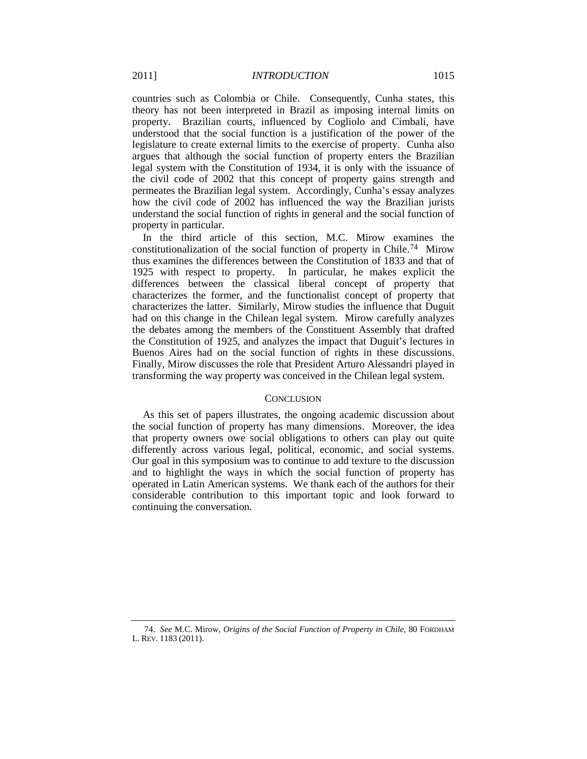countries such as Colombia or Chile. Consequently, Cunha states, this theory has not been interpreted in Brazil as imposing internal limits on property. Brazilian courts, influenced by Cogliolo and Cimbali, have understood that the social function is a justification of the power of the legislature to create external limits to the exercise of property. Cunha also argues that although the social function of property enters the Brazilian legal system with the Constitution of 1934, it is only with the issuance of the civil code of 2002 that this concept of property gains strength and permeates the Brazilian legal system. Accordingly, Cunha's essay analyzes how the civil code of 2002 has influenced the way the Brazilian jurists understand the social function of rights in general and the social function of property in particular.

In the third article of this section, M.C. Mirow examines the constitutionalization of the social function of property in Chile.[74] Mirow thus examines the differences between the Constitution of 1833 and that of 1925 with respect to property. In particular, he makes explicit the differences between the classical liberal concept of property that characterizes the former, and the functionalist concept of property that characterizes the latter. Similarly, Mirow studies the influence that Duguit had on this change in the Chilean legal system. Mirow carefully analyzes the debates among the members of the Constituent Assembly that drafted the Constitution of 1925, and analyzes the impact that Duguit's lectures in Buenos Aires had on the social function of rights in these discussions. Finally, Mirow discusses the role that President Arturo Alessandri played in transforming the way property was conceived in the Chilean legal system.

## CONCLUSION

As this set of papers illustrates, the ongoing academic discussion about the social function of property has many dimensions. Moreover, the idea that property owners owe social obligations to others can play out quite differently across various legal, political, economic, and social systems. Our goal in this symposium was to continue to add texture to the discussion and to highlight the ways in which the social function of property has operated in Latin American systems. We thank each of the authors for their considerable contribution to this important topic and look forward to continuing the conversation.

---

74. *See* M.C. Mirow, *Origins of the Social Function of Property in Chile*, 80 FORDHAM L. REV. 1183 (2011).